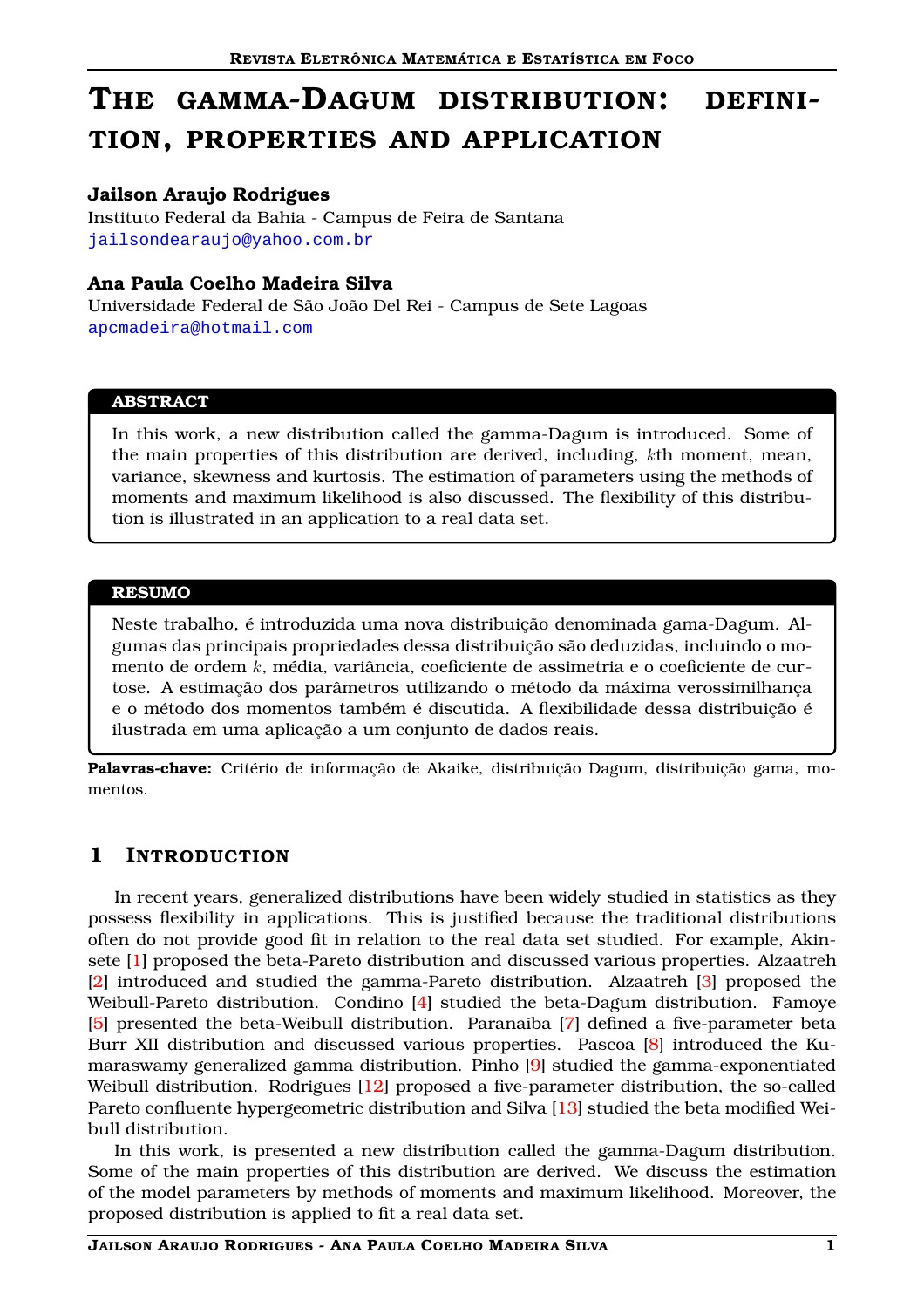# The gamma-Dagum distribution: definition, properties and application

**Jailson Araujo Rodrigues**
Instituto Federal da Bahia - Campus de Feira de Santana
jailsondearaujo@yahoo.com.br

**Ana Paula Coelho Madeira Silva**
Universidade Federal de São João Del Rei - Campus de Sete Lagoas
apcmadeira@hotmail.com

**ABSTRACT**

In this work, a new distribution called the gamma-Dagum is introduced. Some of the main properties of this distribution are derived, including, $k$th moment, mean, variance, skewness and kurtosis. The estimation of parameters using the methods of moments and maximum likelihood is also discussed. The flexibility of this distribution is illustrated in an application to a real data set.

**RESUMO**

Neste trabalho, é introduzida uma nova distribuição denominada gama-Dagum. Algumas das principais propriedades dessa distribuição são deduzidas, incluindo o momento de ordem $k$, média, variância, coeficiente de assimetria e o coeficiente de curtose. A estimação dos parâmetros utilizando o método da máxima verossimilhança e o método dos momentos também é discutida. A flexibilidade dessa distribuição é ilustrada em uma aplicação a um conjunto de dados reais.

**Palavras-chave:** Critério de informação de Akaike, distribuição Dagum, distribuição gama, momentos.

## 1 Introduction

In recent years, generalized distributions have been widely studied in statistics as they possess flexibility in applications. This is justified because the traditional distributions often do not provide good fit in relation to the real data set studied. For example, Akinsete [1] proposed the beta-Pareto distribution and discussed various properties. Alzaatreh [2] introduced and studied the gamma-Pareto distribution. Alzaatreh [3] proposed the Weibull-Pareto distribution. Condino [4] studied the beta-Dagum distribution. Famoye [5] presented the beta-Weibull distribution. Paranaíba [7] defined a five-parameter beta Burr XII distribution and discussed various properties. Pascoa [8] introduced the Kumaraswamy generalized gamma distribution. Pinho [9] studied the gamma-exponentiated Weibull distribution. Rodrigues [12] proposed a five-parameter distribution, the so-called Pareto confluente hypergeometric distribution and Silva [13] studied the beta modified Weibull distribution.

In this work, is presented a new distribution called the gamma-Dagum distribution. Some of the main properties of this distribution are derived. We discuss the estimation of the model parameters by methods of moments and maximum likelihood. Moreover, the proposed distribution is applied to fit a real data set.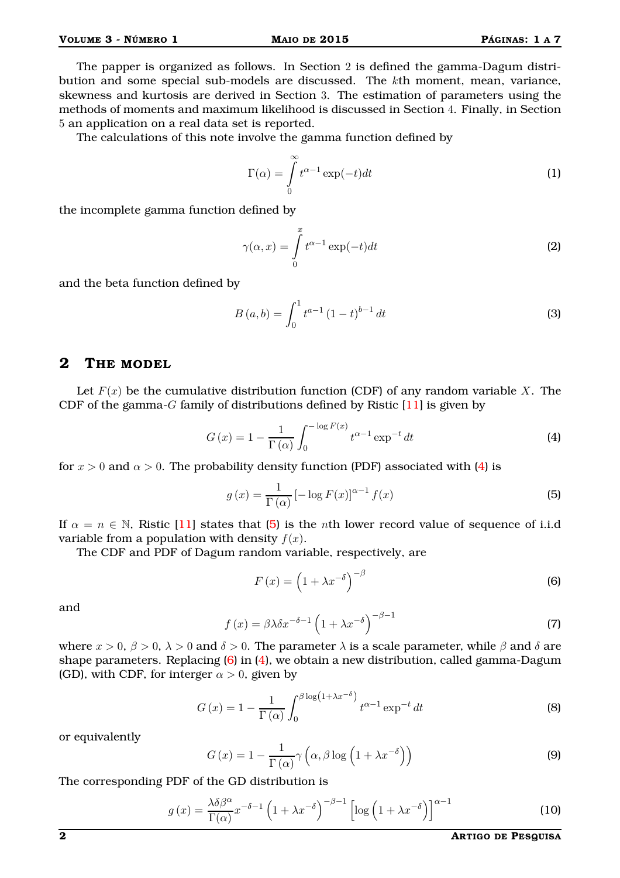The papper is organized as follows. In Section 2 is defined the gamma-Dagum distribution and some special sub-models are discussed. The $k$th moment, mean, variance, skewness and kurtosis are derived in Section 3. The estimation of parameters using the methods of moments and maximum likelihood is discussed in Section 4. Finally, in Section 5 an application on a real data set is reported.

The calculations of this note involve the gamma function defined by

$$\Gamma(\alpha) = \int_0^\infty t^{\alpha-1} \exp(-t) dt \tag{1}$$

the incomplete gamma function defined by

$$\gamma(\alpha, x) = \int_0^x t^{\alpha-1} \exp(-t) dt \tag{2}$$

and the beta function defined by

$$B(a,b) = \int_0^1 t^{a-1} (1-t)^{b-1} dt \tag{3}$$

## 2 The model

Let $F(x)$ be the cumulative distribution function (CDF) of any random variable $X$. The CDF of the gamma-$G$ family of distributions defined by Ristic [11] is given by

$$G(x) = 1 - \frac{1}{\Gamma(\alpha)} \int_0^{-\log F(x)} t^{\alpha-1} \exp^{-t} dt \tag{4}$$

for $x > 0$ and $\alpha > 0$. The probability density function (PDF) associated with (4) is

$$g(x) = \frac{1}{\Gamma(\alpha)} [-\log F(x)]^{\alpha-1} f(x) \tag{5}$$

If $\alpha = n \in \mathbb{N}$, Ristic [11] states that (5) is the $n$th lower record value of sequence of i.i.d variable from a population with density $f(x)$.

The CDF and PDF of Dagum random variable, respectively, are

$$F(x) = \left(1 + \lambda x^{-\delta}\right)^{-\beta} \tag{6}$$

and

$$f(x) = \beta\lambda\delta x^{-\delta-1} \left(1 + \lambda x^{-\delta}\right)^{-\beta-1} \tag{7}$$

where $x > 0$, $\beta > 0$, $\lambda > 0$ and $\delta > 0$. The parameter $\lambda$ is a scale parameter, while $\beta$ and $\delta$ are shape parameters. Replacing (6) in (4), we obtain a new distribution, called gamma-Dagum (GD), with CDF, for interger $\alpha > 0$, given by

$$G(x) = 1 - \frac{1}{\Gamma(\alpha)} \int_0^{\beta \log\left(1+\lambda x^{-\delta}\right)} t^{\alpha-1} \exp^{-t} dt \tag{8}$$

or equivalently

$$G(x) = 1 - \frac{1}{\Gamma(\alpha)} \gamma\left(\alpha, \beta \log\left(1 + \lambda x^{-\delta}\right)\right) \tag{9}$$

The corresponding PDF of the GD distribution is

$$g(x) = \frac{\lambda\delta\beta^\alpha}{\Gamma(\alpha)} x^{-\delta-1} \left(1 + \lambda x^{-\delta}\right)^{-\beta-1} \left[\log\left(1 + \lambda x^{-\delta}\right)\right]^{\alpha-1} \tag{10}$$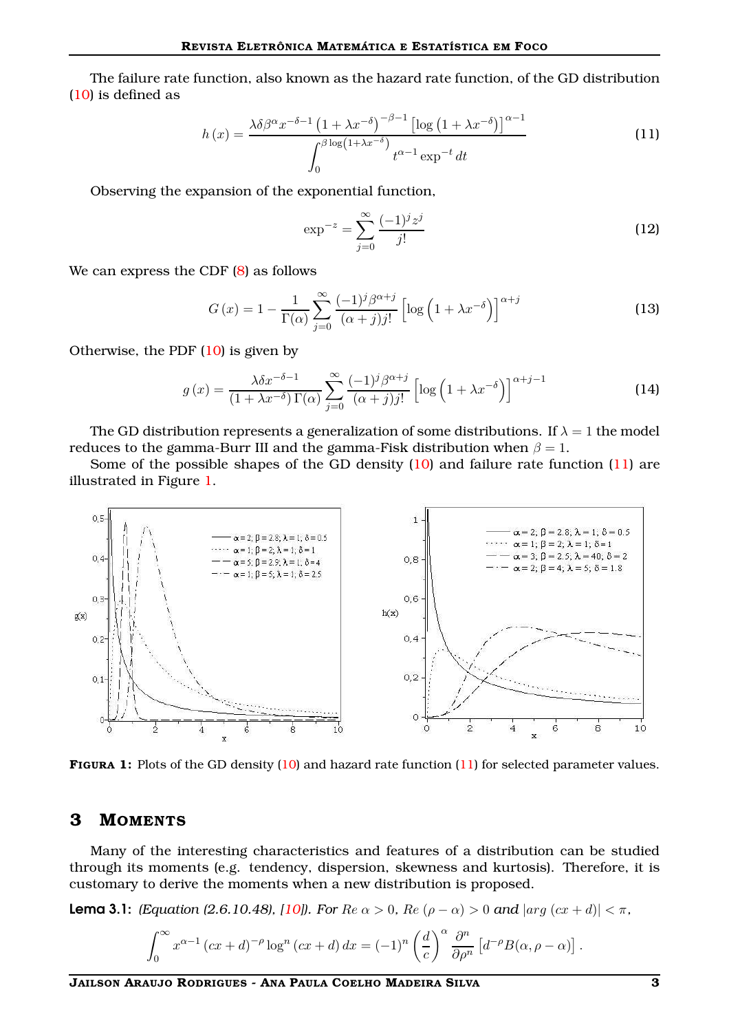The failure rate function, also known as the hazard rate function, of the GD distribution (10) is defined as

$$h(x) = \frac{\lambda\delta\beta^{\alpha}x^{-\delta-1}\left(1+\lambda x^{-\delta}\right)^{-\beta-1}\left[\log\left(1+\lambda x^{-\delta}\right)\right]^{\alpha-1}}{\displaystyle\int_{0}^{\beta\log\left(1+\lambda x^{-\delta}\right)} t^{\alpha-1}\exp^{-t}dt} \tag{11}$$

Observing the expansion of the exponential function,

$$\exp^{-z} = \sum_{j=0}^{\infty}\frac{(-1)^{j}z^{j}}{j!} \tag{12}$$

We can express the CDF (8) as follows

$$G(x) = 1 - \frac{1}{\Gamma(\alpha)}\sum_{j=0}^{\infty}\frac{(-1)^{j}\beta^{\alpha+j}}{(\alpha+j)j!}\left[\log\left(1+\lambda x^{-\delta}\right)\right]^{\alpha+j} \tag{13}$$

Otherwise, the PDF (10) is given by

$$g(x) = \frac{\lambda\delta x^{-\delta-1}}{\left(1+\lambda x^{-\delta}\right)\Gamma(\alpha)}\sum_{j=0}^{\infty}\frac{(-1)^{j}\beta^{\alpha+j}}{(\alpha+j)j!}\left[\log\left(1+\lambda x^{-\delta}\right)\right]^{\alpha+j-1} \tag{14}$$

The GD distribution represents a generalization of some distributions. If $\lambda = 1$ the model reduces to the gamma-Burr III and the gamma-Fisk distribution when $\beta = 1$.

Some of the possible shapes of the GD density (10) and failure rate function (11) are illustrated in Figure 1.

**FIGURA 1:** Plots of the GD density (10) and hazard rate function (11) for selected parameter values.

## 3 MOMENTS

Many of the interesting characteristics and features of a distribution can be studied through its moments (e.g. tendency, dispersion, skewness and kurtosis). Therefore, it is customary to derive the moments when a new distribution is proposed.

**Lema 3.1:** *(Equation (2.6.10.48), [10]). For* $Re\ \alpha > 0$, $Re\ (\rho - \alpha) > 0$ *and* $|arg\ (cx + d)| < \pi$,

$$\int_{0}^{\infty} x^{\alpha-1}(cx+d)^{-\rho}\log^{n}(cx+d)\,dx = (-1)^{n}\left(\frac{d}{c}\right)^{\alpha}\frac{\partial^{n}}{\partial\rho^{n}}\left[d^{-\rho}B(\alpha,\rho-\alpha)\right].$$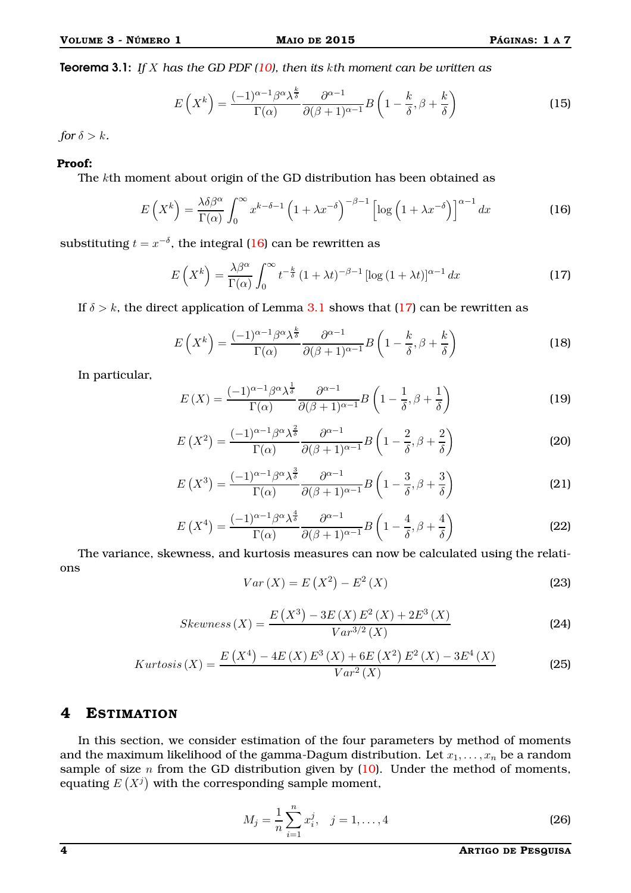**Teorema 3.1:** *If $X$ has the GD PDF (10), then its $k$th moment can be written as*

$$E\left(X^{k}\right)=\frac{(-1)^{\alpha-1}\beta^{\alpha}\lambda^{\frac{k}{\delta}}}{\Gamma(\alpha)}\frac{\partial^{\alpha-1}}{\partial(\beta+1)^{\alpha-1}}B\left(1-\frac{k}{\delta},\beta+\frac{k}{\delta}\right) \tag{15}$$

*for $\delta>k$.*

**Proof:**

The $k$th moment about origin of the GD distribution has been obtained as

$$E\left(X^{k}\right)=\frac{\lambda\delta\beta^{\alpha}}{\Gamma(\alpha)}\int_{0}^{\infty}x^{k-\delta-1}\left(1+\lambda x^{-\delta}\right)^{-\beta-1}\left[\log\left(1+\lambda x^{-\delta}\right)\right]^{\alpha-1}dx \tag{16}$$

substituting $t=x^{-\delta}$, the integral (16) can be rewritten as

$$E\left(X^{k}\right)=\frac{\lambda\beta^{\alpha}}{\Gamma(\alpha)}\int_{0}^{\infty}t^{-\frac{k}{\delta}}\left(1+\lambda t\right)^{-\beta-1}\left[\log\left(1+\lambda t\right)\right]^{\alpha-1}dx \tag{17}$$

If $\delta>k$, the direct application of Lemma 3.1 shows that (17) can be rewritten as

$$E\left(X^{k}\right)=\frac{(-1)^{\alpha-1}\beta^{\alpha}\lambda^{\frac{k}{\delta}}}{\Gamma(\alpha)}\frac{\partial^{\alpha-1}}{\partial(\beta+1)^{\alpha-1}}B\left(1-\frac{k}{\delta},\beta+\frac{k}{\delta}\right) \tag{18}$$

In particular,

$$E\left(X\right)=\frac{(-1)^{\alpha-1}\beta^{\alpha}\lambda^{\frac{1}{\delta}}}{\Gamma(\alpha)}\frac{\partial^{\alpha-1}}{\partial(\beta+1)^{\alpha-1}}B\left(1-\frac{1}{\delta},\beta+\frac{1}{\delta}\right) \tag{19}$$

$$E\left(X^{2}\right)=\frac{(-1)^{\alpha-1}\beta^{\alpha}\lambda^{\frac{2}{\delta}}}{\Gamma(\alpha)}\frac{\partial^{\alpha-1}}{\partial(\beta+1)^{\alpha-1}}B\left(1-\frac{2}{\delta},\beta+\frac{2}{\delta}\right) \tag{20}$$

$$E\left(X^{3}\right)=\frac{(-1)^{\alpha-1}\beta^{\alpha}\lambda^{\frac{3}{\delta}}}{\Gamma(\alpha)}\frac{\partial^{\alpha-1}}{\partial(\beta+1)^{\alpha-1}}B\left(1-\frac{3}{\delta},\beta+\frac{3}{\delta}\right) \tag{21}$$

$$E\left(X^{4}\right)=\frac{(-1)^{\alpha-1}\beta^{\alpha}\lambda^{\frac{4}{\delta}}}{\Gamma(\alpha)}\frac{\partial^{\alpha-1}}{\partial(\beta+1)^{\alpha-1}}B\left(1-\frac{4}{\delta},\beta+\frac{4}{\delta}\right) \tag{22}$$

The variance, skewness, and kurtosis measures can now be calculated using the relations

$$Var\left(X\right)=E\left(X^{2}\right)-E^{2}\left(X\right) \tag{23}$$

$$Skewness\left(X\right)=\frac{E\left(X^{3}\right)-3E\left(X\right)E^{2}\left(X\right)+2E^{3}\left(X\right)}{Var^{3/2}\left(X\right)} \tag{24}$$

$$Kurtosis\left(X\right)=\frac{E\left(X^{4}\right)-4E\left(X\right)E^{3}\left(X\right)+6E\left(X^{2}\right)E^{2}\left(X\right)-3E^{4}\left(X\right)}{Var^{2}\left(X\right)} \tag{25}$$

## 4 Estimation

In this section, we consider estimation of the four parameters by method of moments and the maximum likelihood of the gamma-Dagum distribution. Let $x_1,\ldots,x_n$ be a random sample of size $n$ from the GD distribution given by (10). Under the method of moments, equating $E\left(X^{j}\right)$ with the corresponding sample moment,

$$M_j=\frac{1}{n}\sum_{i=1}^{n}x_i^{j},\quad j=1,\ldots,4 \tag{26}$$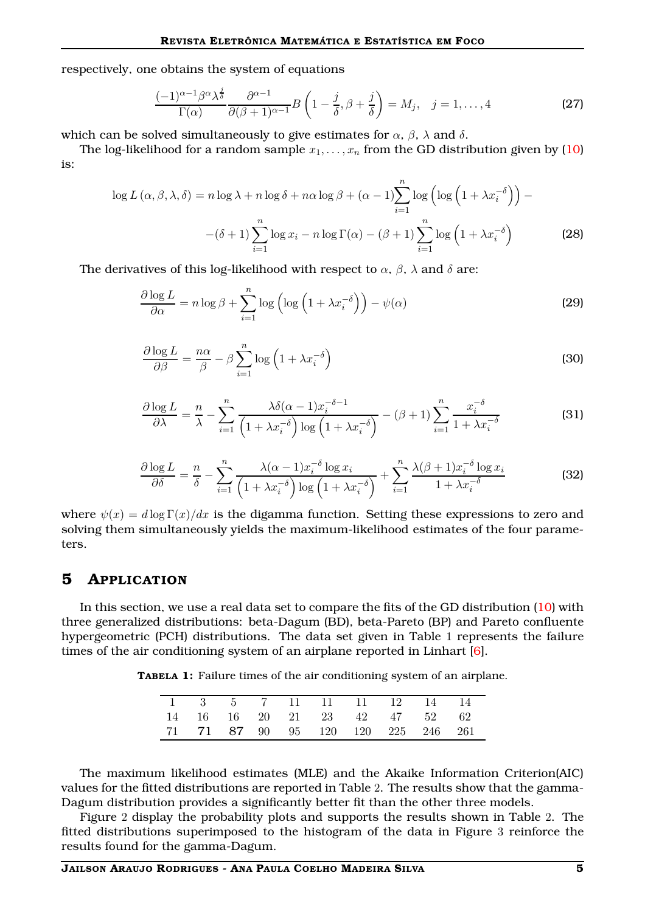respectively, one obtains the system of equations

$$\frac{(-1)^{\alpha-1}\beta^{\alpha}\lambda^{\frac{j}{\delta}}}{\Gamma(\alpha)}\frac{\partial^{\alpha-1}}{\partial(\beta+1)^{\alpha-1}}B\left(1-\frac{j}{\delta},\beta+\frac{j}{\delta}\right)=M_j, \quad j=1,\ldots,4 \tag{27}$$

which can be solved simultaneously to give estimates for $\alpha$, $\beta$, $\lambda$ and $\delta$.

The log-likelihood for a random sample $x_1,\ldots,x_n$ from the GD distribution given by (10) is:

$$\log L(\alpha,\beta,\lambda,\delta) = n\log\lambda + n\log\delta + n\alpha\log\beta + (\alpha-1)\sum_{i=1}^{n}\log\left(\log\left(1+\lambda x_i^{-\delta}\right)\right) - $$
$$-(\delta+1)\sum_{i=1}^{n}\log x_i - n\log\Gamma(\alpha) - (\beta+1)\sum_{i=1}^{n}\log\left(1+\lambda x_i^{-\delta}\right) \tag{28}$$

The derivatives of this log-likelihood with respect to $\alpha$, $\beta$, $\lambda$ and $\delta$ are:

$$\frac{\partial \log L}{\partial \alpha} = n\log\beta + \sum_{i=1}^{n}\log\left(\log\left(1+\lambda x_i^{-\delta}\right)\right) - \psi(\alpha) \tag{29}$$

$$\frac{\partial \log L}{\partial \beta} = \frac{n\alpha}{\beta} - \beta\sum_{i=1}^{n}\log\left(1+\lambda x_i^{-\delta}\right) \tag{30}$$

$$\frac{\partial \log L}{\partial \lambda} = \frac{n}{\lambda} - \sum_{i=1}^{n}\frac{\lambda\delta(\alpha-1)x_i^{-\delta-1}}{\left(1+\lambda x_i^{-\delta}\right)\log\left(1+\lambda x_i^{-\delta}\right)} - (\beta+1)\sum_{i=1}^{n}\frac{x_i^{-\delta}}{1+\lambda x_i^{-\delta}} \tag{31}$$

$$\frac{\partial \log L}{\partial \delta} = \frac{n}{\delta} - \sum_{i=1}^{n}\frac{\lambda(\alpha-1)x_i^{-\delta}\log x_i}{\left(1+\lambda x_i^{-\delta}\right)\log\left(1+\lambda x_i^{-\delta}\right)} + \sum_{i=1}^{n}\frac{\lambda(\beta+1)x_i^{-\delta}\log x_i}{1+\lambda x_i^{-\delta}} \tag{32}$$

where $\psi(x) = d\log\Gamma(x)/dx$ is the digamma function. Setting these expressions to zero and solving them simultaneously yields the maximum-likelihood estimates of the four parameters.

# 5 APPLICATION

In this section, we use a real data set to compare the fits of the GD distribution (10) with three generalized distributions: beta-Dagum (BD), beta-Pareto (BP) and Pareto confluente hypergeometric (PCH) distributions. The data set given in Table 1 represents the failure times of the air conditioning system of an airplane reported in Linhart [6].

**TABELA 1:** Failure times of the air conditioning system of an airplane.

| | | | | | | | | | |
|---|---|---|---|---|---|---|---|---|---|
| 1 | 3 | 5 | 7 | 11 | 11 | 11 | 12 | 14 | 14 |
| 14 | 16 | 16 | 20 | 21 | 23 | 42 | 47 | 52 | 62 |
| 71 | 71 | 87 | 90 | 95 | 120 | 120 | 225 | 246 | 261 |

The maximum likelihood estimates (MLE) and the Akaike Information Criterion(AIC) values for the fitted distributions are reported in Table 2. The results show that the gamma-Dagum distribution provides a significantly better fit than the other three models.

Figure 2 display the probability plots and supports the results shown in Table 2. The fitted distributions superimposed to the histogram of the data in Figure 3 reinforce the results found for the gamma-Dagum.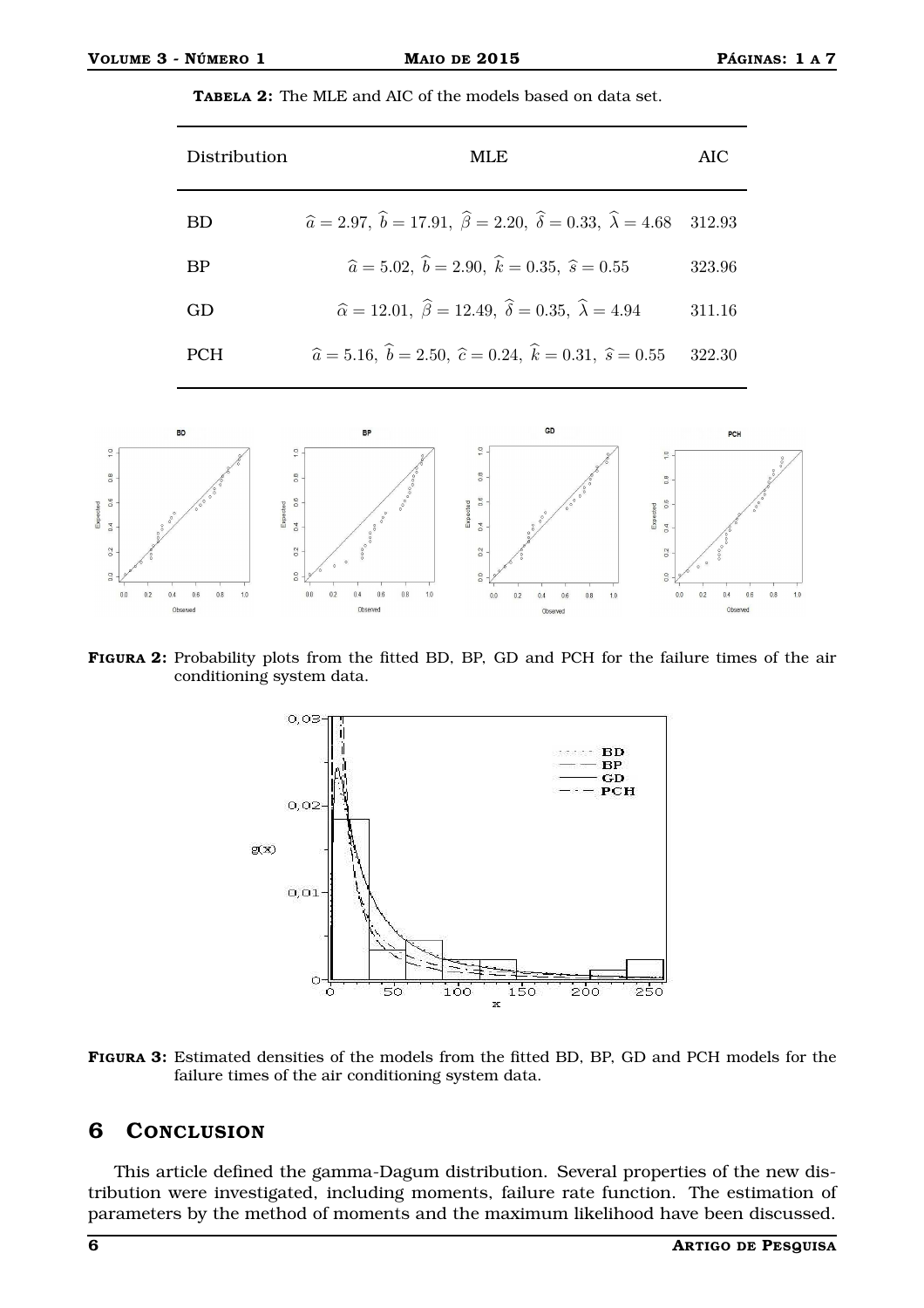**TABELA 2:** The MLE and AIC of the models based on data set.

| Distribution | MLE | AIC |
|---|---|---|
| BD | $\widehat{a}=2.97,\ \widehat{b}=17.91,\ \widehat{\beta}=2.20,\ \widehat{\delta}=0.33,\ \widehat{\lambda}=4.68$ | 312.93 |
| BP | $\widehat{a}=5.02,\ \widehat{b}=2.90,\ \widehat{k}=0.35,\ \widehat{s}=0.55$ | 323.96 |
| GD | $\widehat{\alpha}=12.01,\ \widehat{\beta}=12.49,\ \widehat{\delta}=0.35,\ \widehat{\lambda}=4.94$ | 311.16 |
| PCH | $\widehat{a}=5.16,\ \widehat{b}=2.50,\ \widehat{c}=0.24,\ \widehat{k}=0.31,\ \widehat{s}=0.55$ | 322.30 |

**FIGURA 2:** Probability plots from the fitted BD, BP, GD and PCH for the failure times of the air conditioning system data.

**FIGURA 3:** Estimated densities of the models from the fitted BD, BP, GD and PCH models for the failure times of the air conditioning system data.

## 6 CONCLUSION

This article defined the gamma-Dagum distribution. Several properties of the new distribution were investigated, including moments, failure rate function. The estimation of parameters by the method of moments and the maximum likelihood have been discussed.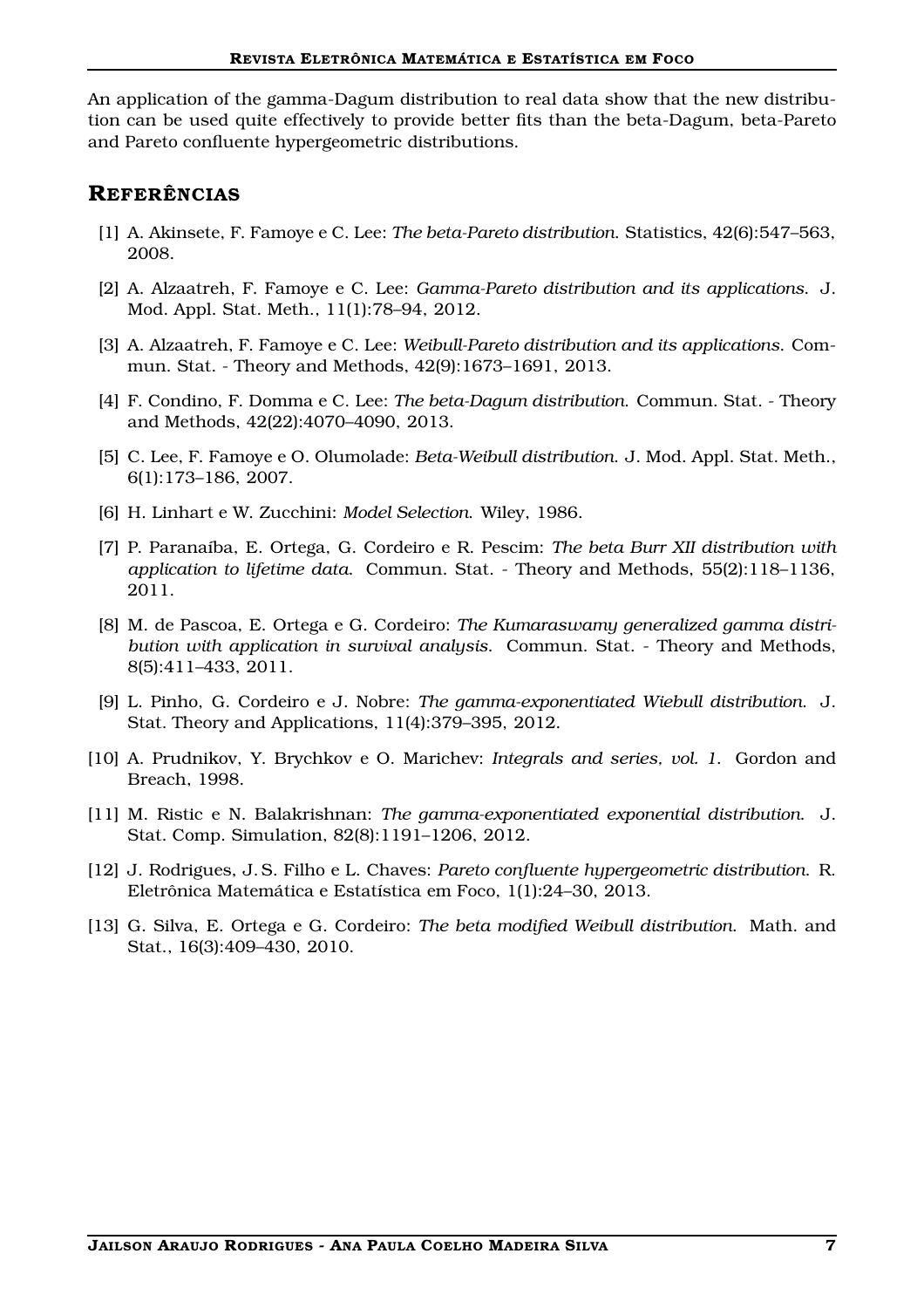An application of the gamma-Dagum distribution to real data show that the new distribution can be used quite effectively to provide better fits than the beta-Dagum, beta-Pareto and Pareto confluente hypergeometric distributions.

## REFERÊNCIAS

[1] A. Akinsete, F. Famoye e C. Lee: *The beta-Pareto distribution*. Statistics, 42(6):547–563, 2008.

[2] A. Alzaatreh, F. Famoye e C. Lee: *Gamma-Pareto distribution and its applications*. J. Mod. Appl. Stat. Meth., 11(1):78–94, 2012.

[3] A. Alzaatreh, F. Famoye e C. Lee: *Weibull-Pareto distribution and its applications*. Commun. Stat. - Theory and Methods, 42(9):1673–1691, 2013.

[4] F. Condino, F. Domma e C. Lee: *The beta-Dagum distribution*. Commun. Stat. - Theory and Methods, 42(22):4070–4090, 2013.

[5] C. Lee, F. Famoye e O. Olumolade: *Beta-Weibull distribution*. J. Mod. Appl. Stat. Meth., 6(1):173–186, 2007.

[6] H. Linhart e W. Zucchini: *Model Selection*. Wiley, 1986.

[7] P. Paranaíba, E. Ortega, G. Cordeiro e R. Pescim: *The beta Burr XII distribution with application to lifetime data*. Commun. Stat. - Theory and Methods, 55(2):118–1136, 2011.

[8] M. de Pascoa, E. Ortega e G. Cordeiro: *The Kumaraswamy generalized gamma distribution with application in survival analysis*. Commun. Stat. - Theory and Methods, 8(5):411–433, 2011.

[9] L. Pinho, G. Cordeiro e J. Nobre: *The gamma-exponentiated Wiebull distribution*. J. Stat. Theory and Applications, 11(4):379–395, 2012.

[10] A. Prudnikov, Y. Brychkov e O. Marichev: *Integrals and series, vol. 1*. Gordon and Breach, 1998.

[11] M. Ristic e N. Balakrishnan: *The gamma-exponentiated exponential distribution*. J. Stat. Comp. Simulation, 82(8):1191–1206, 2012.

[12] J. Rodrigues, J. S. Filho e L. Chaves: *Pareto confluente hypergeometric distribution*. R. Eletrônica Matemática e Estatística em Foco, 1(1):24–30, 2013.

[13] G. Silva, E. Ortega e G. Cordeiro: *The beta modified Weibull distribution*. Math. and Stat., 16(3):409–430, 2010.